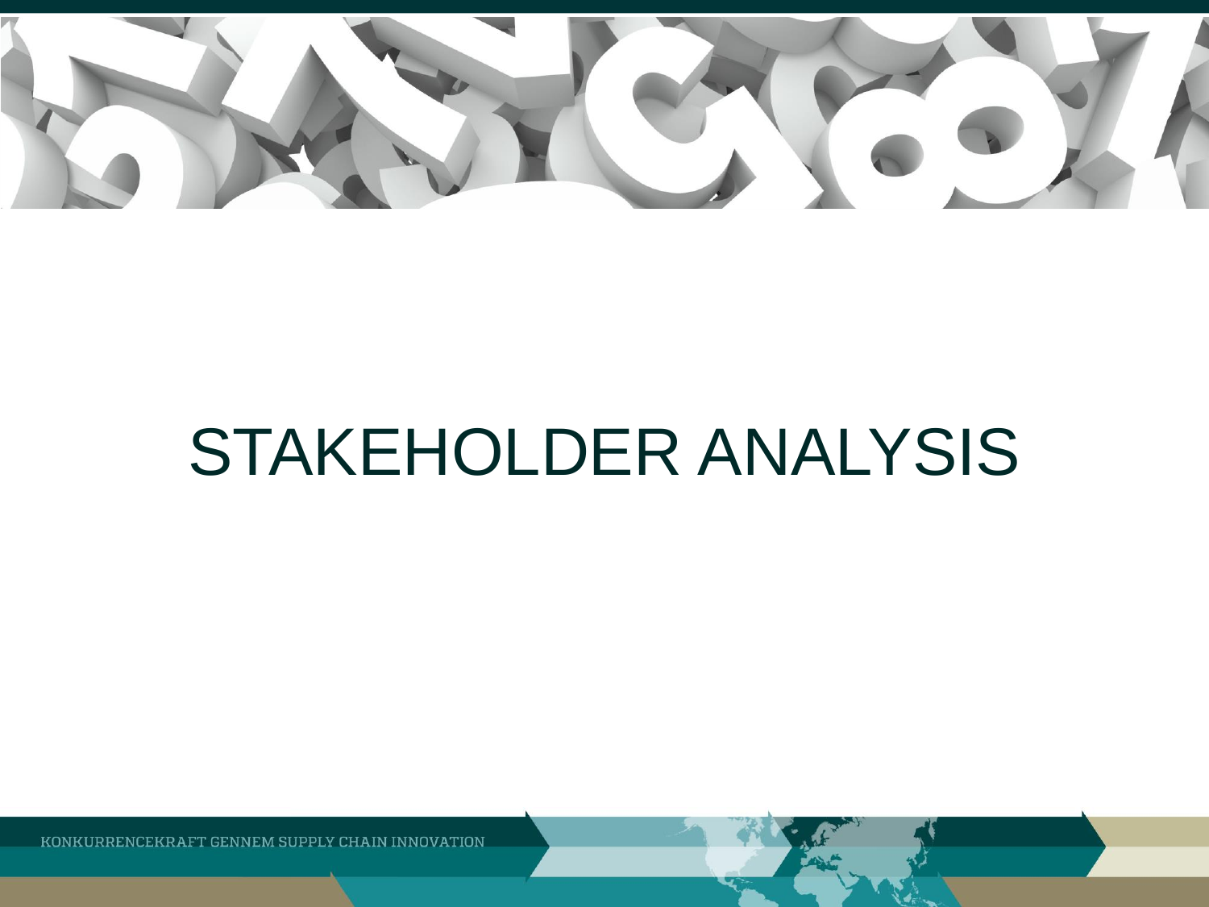# STAKEHOLDER ANALYSIS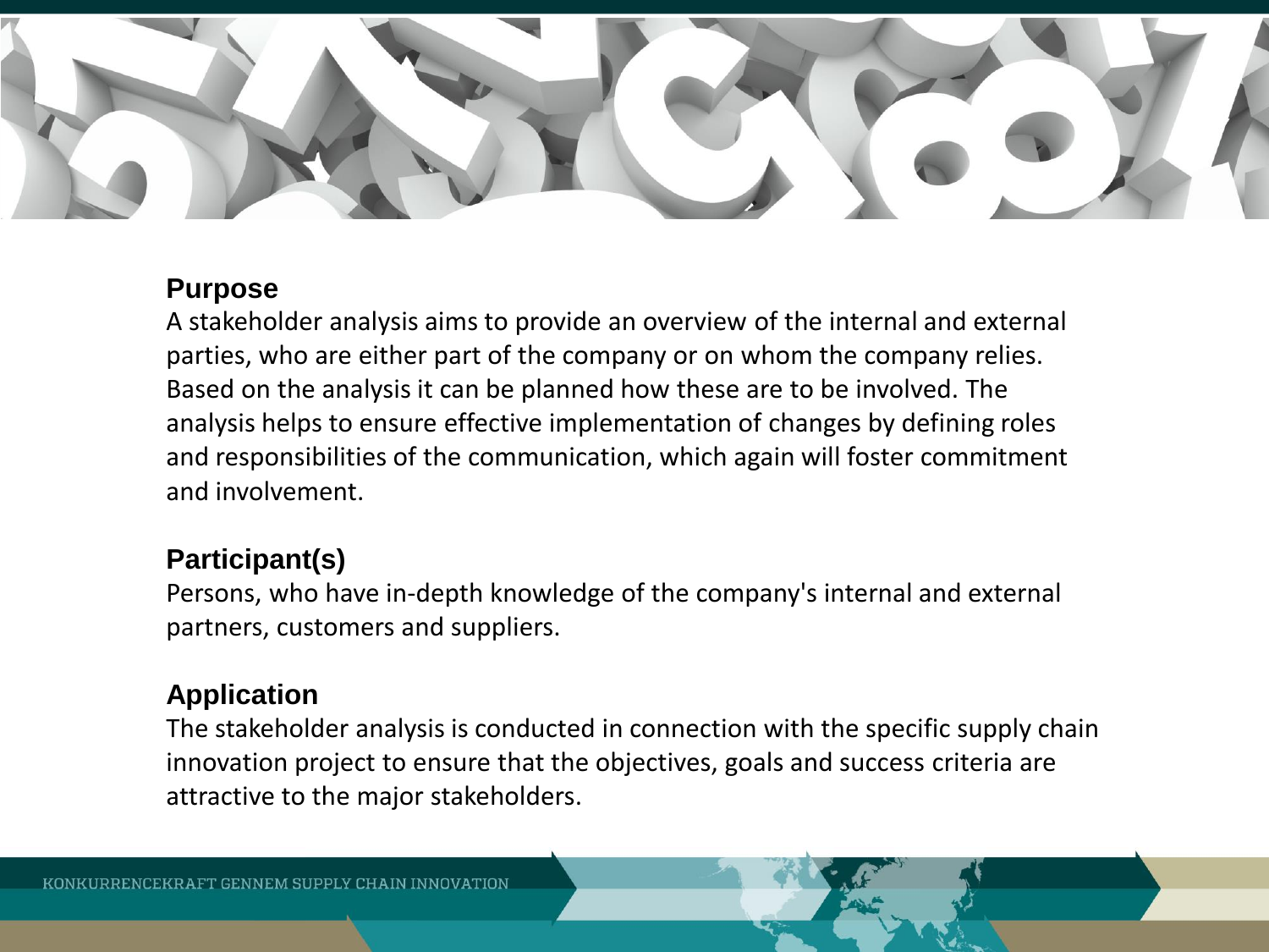## Purpose

A stakeholder analysis aims to provide an overview of the internal and external parties, who are either part of the company or on whom the company relies. Based on the analysis it can be planned how these are to be involved. The analysis helps to ensure effective implementation of changes by defining roles and responsibilities of the communication, which again will foster commitment and involvement.

## Participant(s)

Persons, who have in-depth knowledge of the company's internal and external partners, customers and suppliers.

## Application

The stakeholder analysis is conducted in connection with the specific supply chain innovation project to ensure that the objectives, goals and success criteria are attractive to the major stakeholders.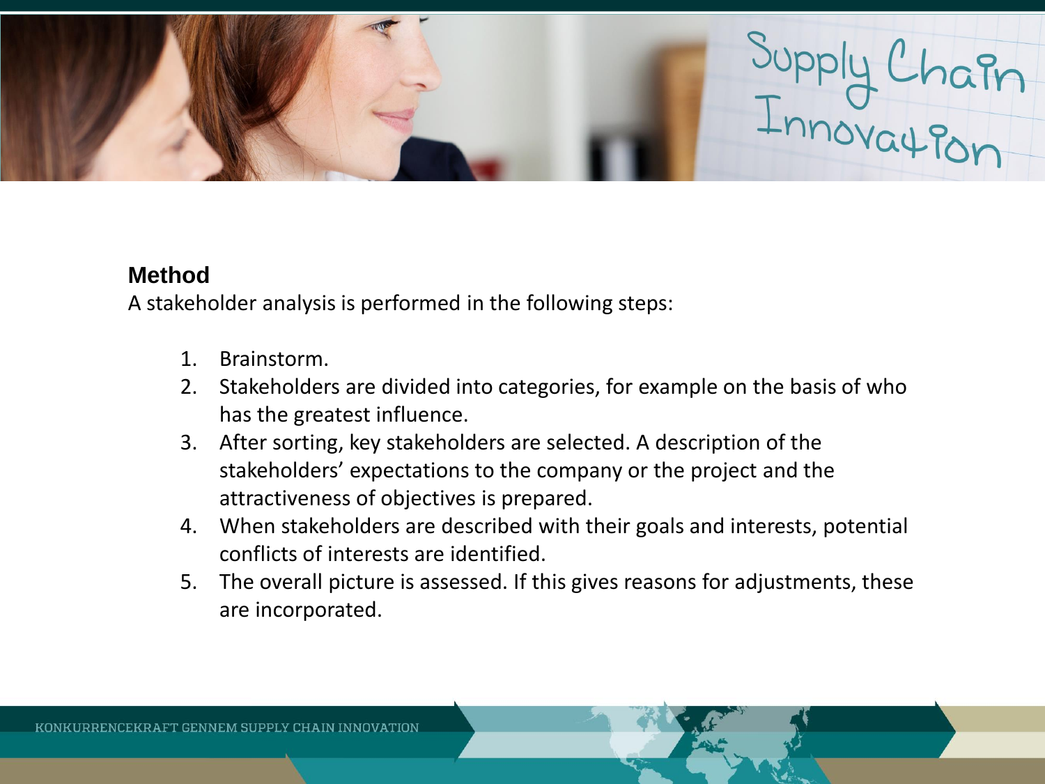**Method**

A stakeholder analysis is performed in the following steps:

1. Brainstorm.
2. Stakeholders are divided into categories, for example on the basis of who has the greatest influence.
3. After sorting, key stakeholders are selected. A description of the stakeholders' expectations to the company or the project and the attractiveness of objectives is prepared.
4. When stakeholders are described with their goals and interests, potential conflicts of interests are identified.
5. The overall picture is assessed. If this gives reasons for adjustments, these are incorporated.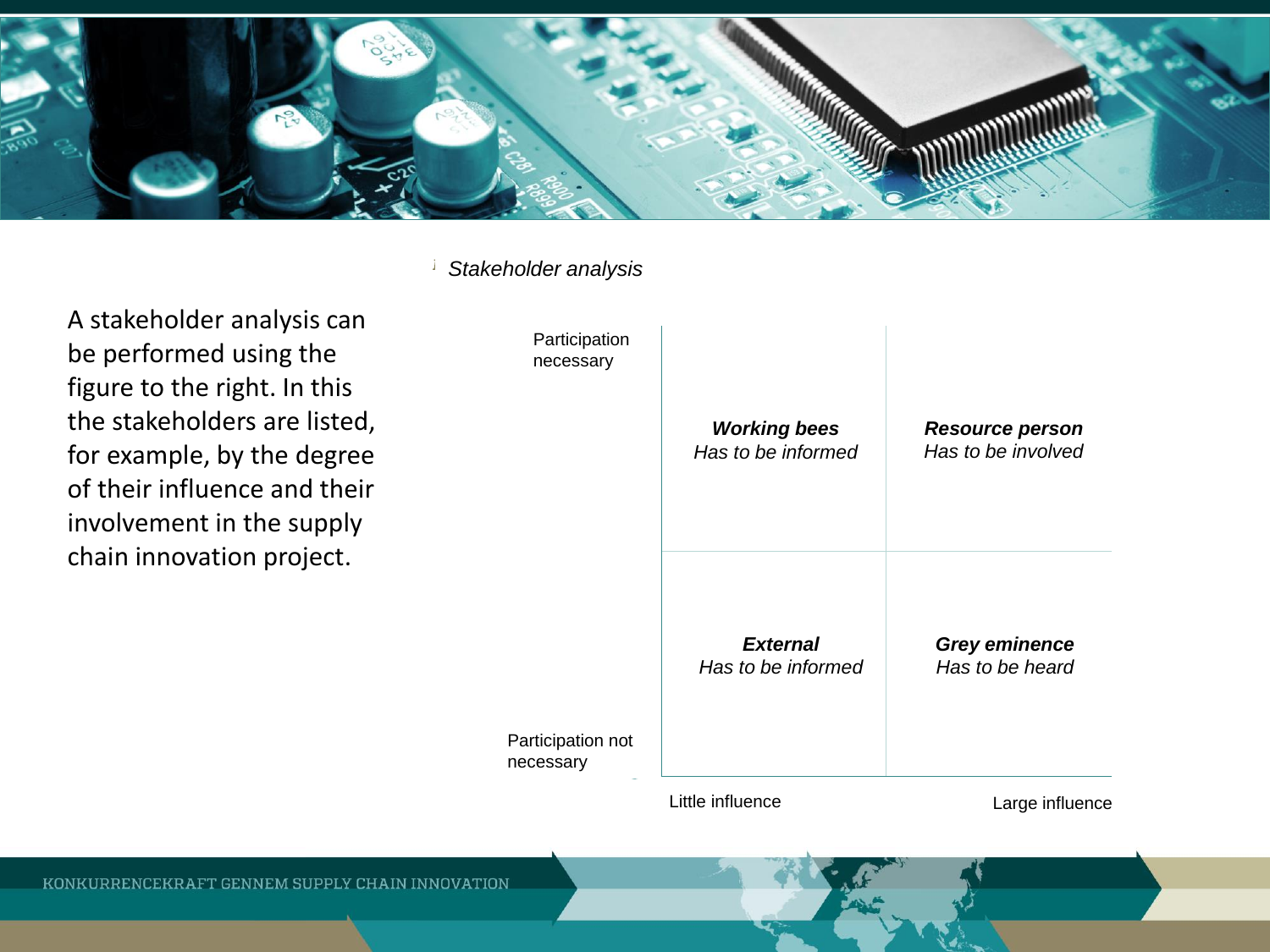A stakeholder analysis can be performed using the figure to the right. In this the stakeholders are listed, for example, by the degree of their influence and their involvement in the supply chain innovation project.

*Stakeholder analysis*

| | Little influence | Large influence |
|---|---|---|
| Participation necessary | ***Working bees*** *Has to be informed* | ***Resource person*** *Has to be involved* |
| Participation not necessary | ***External*** *Has to be informed* | ***Grey eminence*** *Has to be heard* |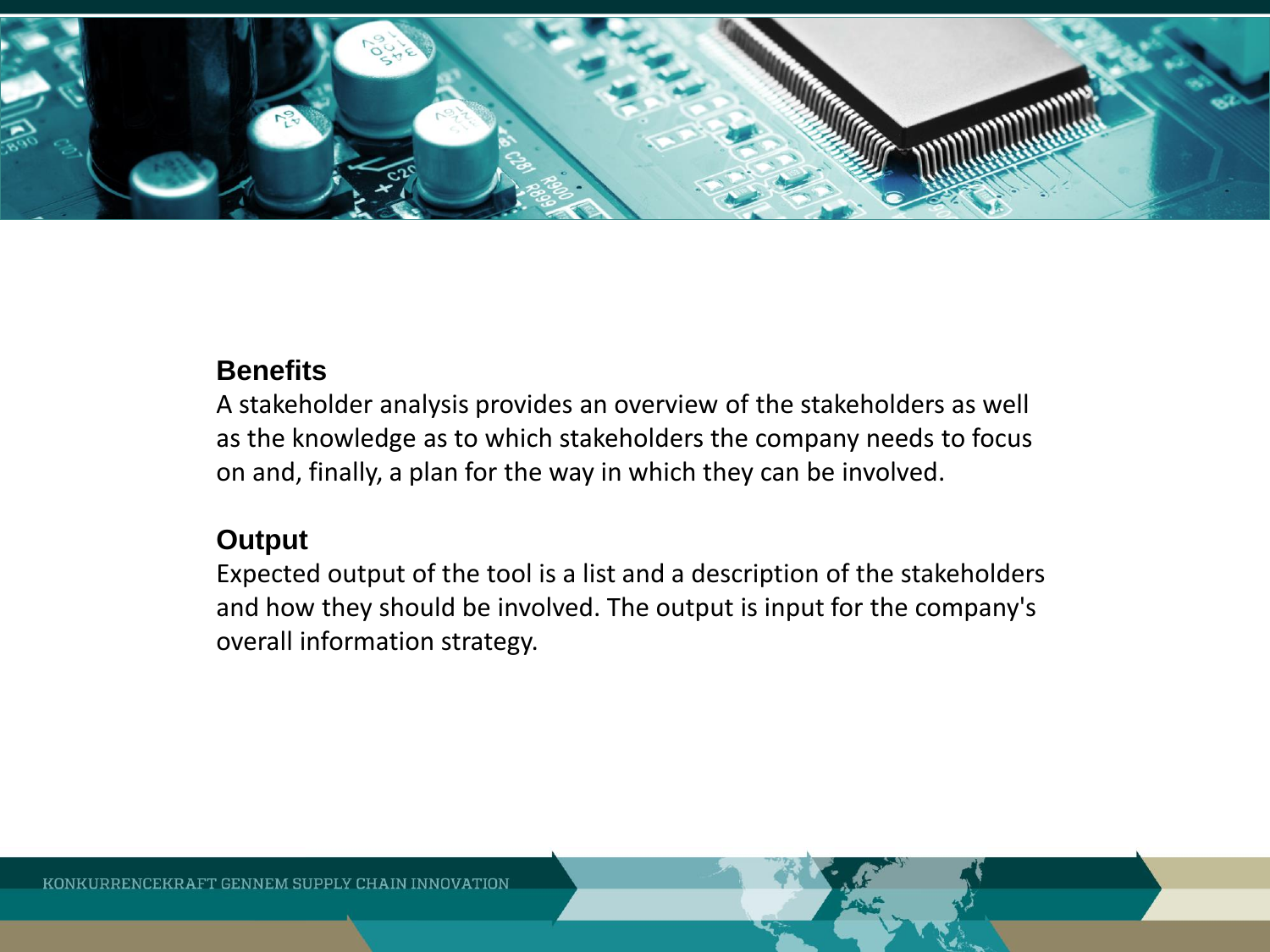## Benefits

A stakeholder analysis provides an overview of the stakeholders as well as the knowledge as to which stakeholders the company needs to focus on and, finally, a plan for the way in which they can be involved.

## Output

Expected output of the tool is a list and a description of the stakeholders and how they should be involved. The output is input for the company's overall information strategy.